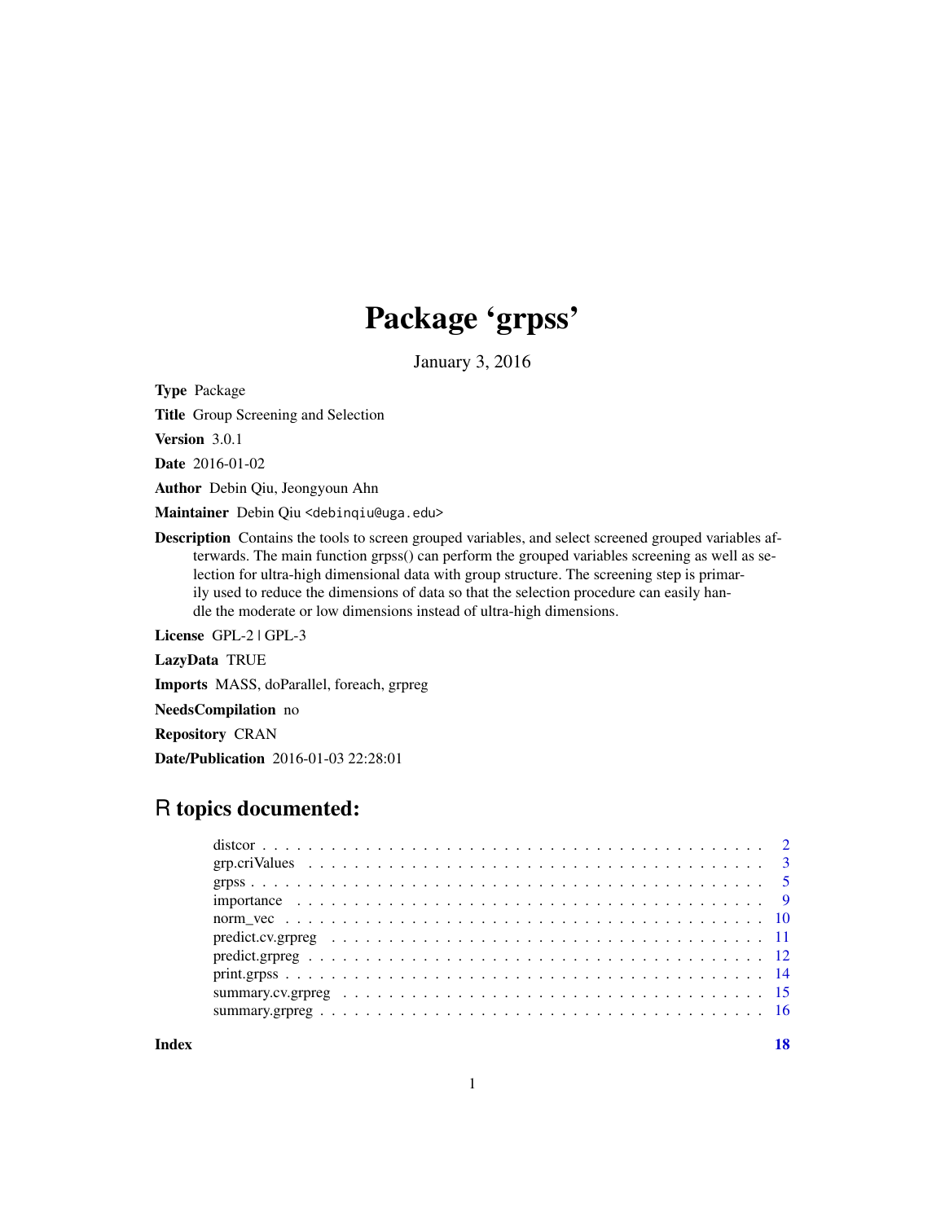# Package 'grpss'

January 3, 2016

**Type** Package

**Title** Group Screening and Selection

**Version** 3.0.1

**Date** 2016-01-02

**Author** Debin Qiu, Jeongyoun Ahn

**Maintainer** Debin Qiu <debinqiu@uga.edu>

**Description** Contains the tools to screen grouped variables, and select screened grouped variables afterwards. The main function grpss() can perform the grouped variables screening as well as selection for ultra-high dimensional data with group structure. The screening step is primarily used to reduce the dimensions of data so that the selection procedure can easily handle the moderate or low dimensions instead of ultra-high dimensions.

**License** GPL-2 | GPL-3

**LazyData** TRUE

**Imports** MASS, doParallel, foreach, grpreg

**NeedsCompilation** no

**Repository** CRAN

**Date/Publication** 2016-01-03 22:28:01

## R topics documented:

- distcor . . . . . . . . . . . . . . . . . . . . . . . . . . . . . . . . . . . . . . . . . . 2
- grp.criValues . . . . . . . . . . . . . . . . . . . . . . . . . . . . . . . . . . . . . . . 3
- grpss . . . . . . . . . . . . . . . . . . . . . . . . . . . . . . . . . . . . . . . . . . . 5
- importance . . . . . . . . . . . . . . . . . . . . . . . . . . . . . . . . . . . . . . . . 9
- norm_vec . . . . . . . . . . . . . . . . . . . . . . . . . . . . . . . . . . . . . . . . . 10
- predict.cv.grpreg . . . . . . . . . . . . . . . . . . . . . . . . . . . . . . . . . . . . 11
- predict.grpreg . . . . . . . . . . . . . . . . . . . . . . . . . . . . . . . . . . . . . . 12
- print.grpss . . . . . . . . . . . . . . . . . . . . . . . . . . . . . . . . . . . . . . . . 14
- summary.cv.grpreg . . . . . . . . . . . . . . . . . . . . . . . . . . . . . . . . . . . . 15
- summary.grpreg . . . . . . . . . . . . . . . . . . . . . . . . . . . . . . . . . . . . . . 16

**Index** 18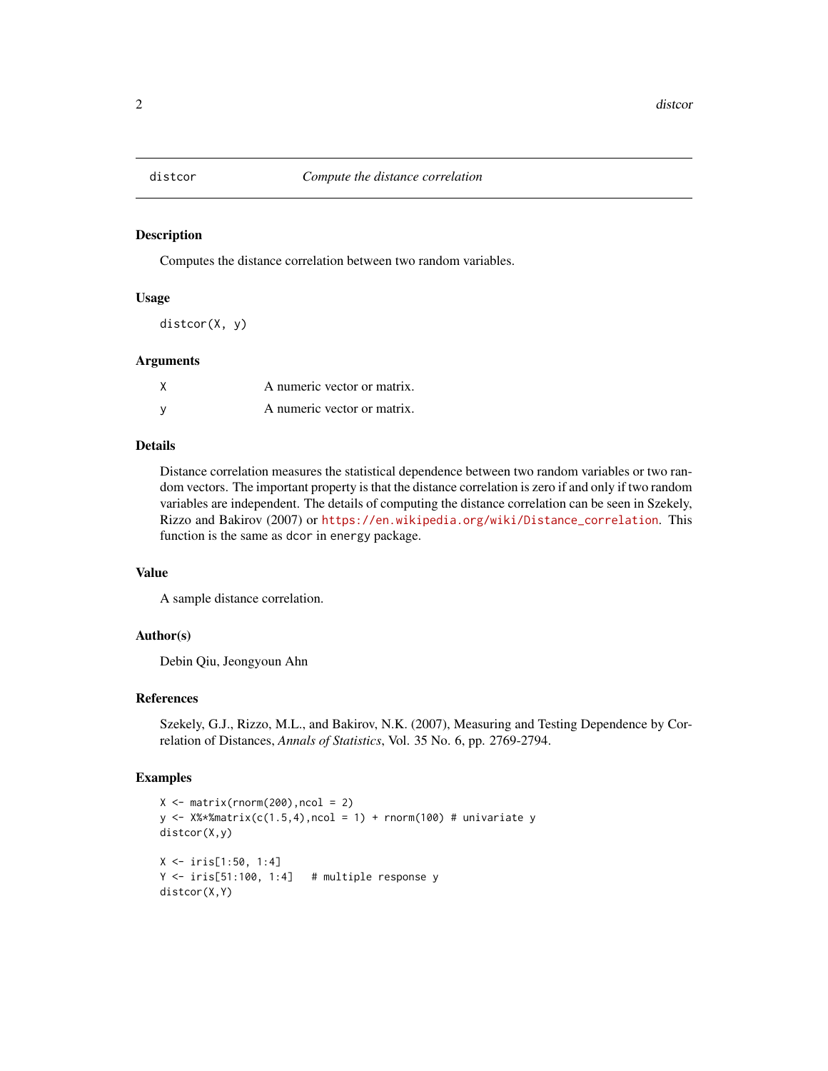## distcor — *Compute the distance correlation*

### Description

Computes the distance correlation between two random variables.

### Usage

```
distcor(X, y)
```

### Arguments

| | |
|---|---|
| X | A numeric vector or matrix. |
| y | A numeric vector or matrix. |

### Details

Distance correlation measures the statistical dependence between two random variables or two random vectors. The important property is that the distance correlation is zero if and only if two random variables are independent. The details of computing the distance correlation can be seen in Szekely, Rizzo and Bakirov (2007) or https://en.wikipedia.org/wiki/Distance_correlation. This function is the same as `dcor` in `energy` package.

### Value

A sample distance correlation.

### Author(s)

Debin Qiu, Jeongyoun Ahn

### References

Szekely, G.J., Rizzo, M.L., and Bakirov, N.K. (2007), Measuring and Testing Dependence by Correlation of Distances, *Annals of Statistics*, Vol. 35 No. 6, pp. 2769-2794.

### Examples

```
X <- matrix(rnorm(200),ncol = 2)
y <- X%*%matrix(c(1.5,4),ncol = 1) + rnorm(100) # univariate y
distcor(X,y)

X <- iris[1:50, 1:4]
Y <- iris[51:100, 1:4]   # multiple response y
distcor(X,Y)
```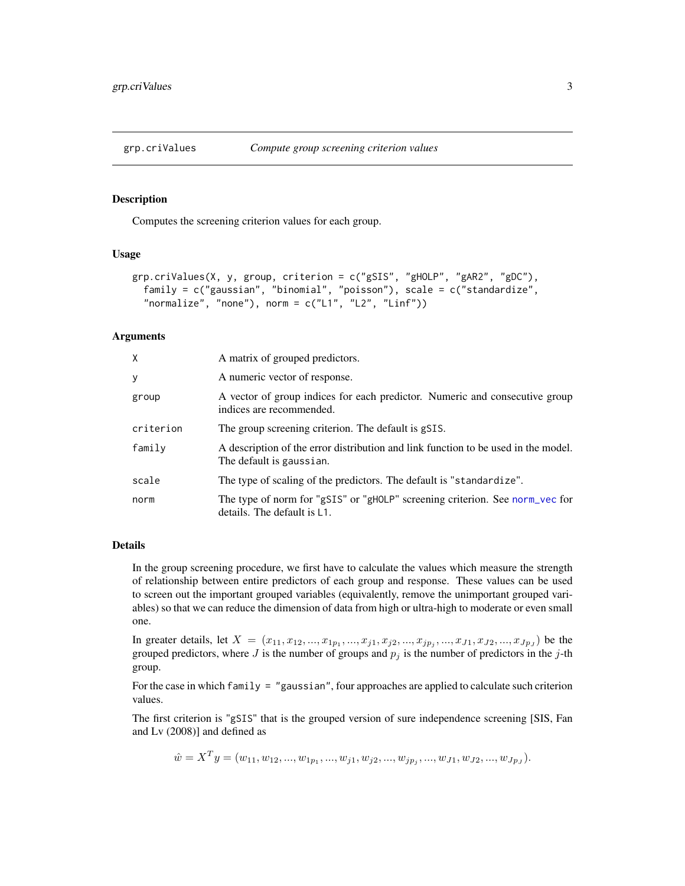## grp.criValues — *Compute group screening criterion values*

### Description

Computes the screening criterion values for each group.

### Usage

```
grp.criValues(X, y, group, criterion = c("gSIS", "gHOLP", "gAR2", "gDC"),
  family = c("gaussian", "binomial", "poisson"), scale = c("standardize",
  "normalize", "none"), norm = c("L1", "L2", "Linf"))
```

### Arguments

| | |
|---|---|
| `X` | A matrix of grouped predictors. |
| `y` | A numeric vector of response. |
| `group` | A vector of group indices for each predictor. Numeric and consecutive group indices are recommended. |
| `criterion` | The group screening criterion. The default is `gSIS`. |
| `family` | A description of the error distribution and link function to be used in the model. The default is `gaussian`. |
| `scale` | The type of scaling of the predictors. The default is `"standardize"`. |
| `norm` | The type of norm for `"gSIS"` or `"gHOLP"` screening criterion. See `norm_vec` for details. The default is `L1`. |

### Details

In the group screening procedure, we first have to calculate the values which measure the strength of relationship between entire predictors of each group and response. These values can be used to screen out the important grouped variables (equivalently, remove the unimportant grouped variables) so that we can reduce the dimension of data from high or ultra-high to moderate or even small one.

In greater details, let $X = (x_{11}, x_{12}, ..., x_{1p_1}, ..., x_{j1}, x_{j2}, ..., x_{jp_j}, ..., x_{J1}, x_{J2}, ..., x_{Jp_J})$ be the grouped predictors, where $J$ is the number of groups and $p_j$ is the number of predictors in the $j$-th group.

For the case in which `family = "gaussian"`, four approaches are applied to calculate such criterion values.

The first criterion is `"gSIS"` that is the grouped version of sure independence screening [SIS, Fan and Lv (2008)] and defined as

$$\hat{w} = X^T y = (w_{11}, w_{12}, ..., w_{1p_1}, ..., w_{j1}, w_{j2}, ..., w_{jp_j}, ..., w_{J1}, w_{J2}, ..., w_{Jp_J}).$$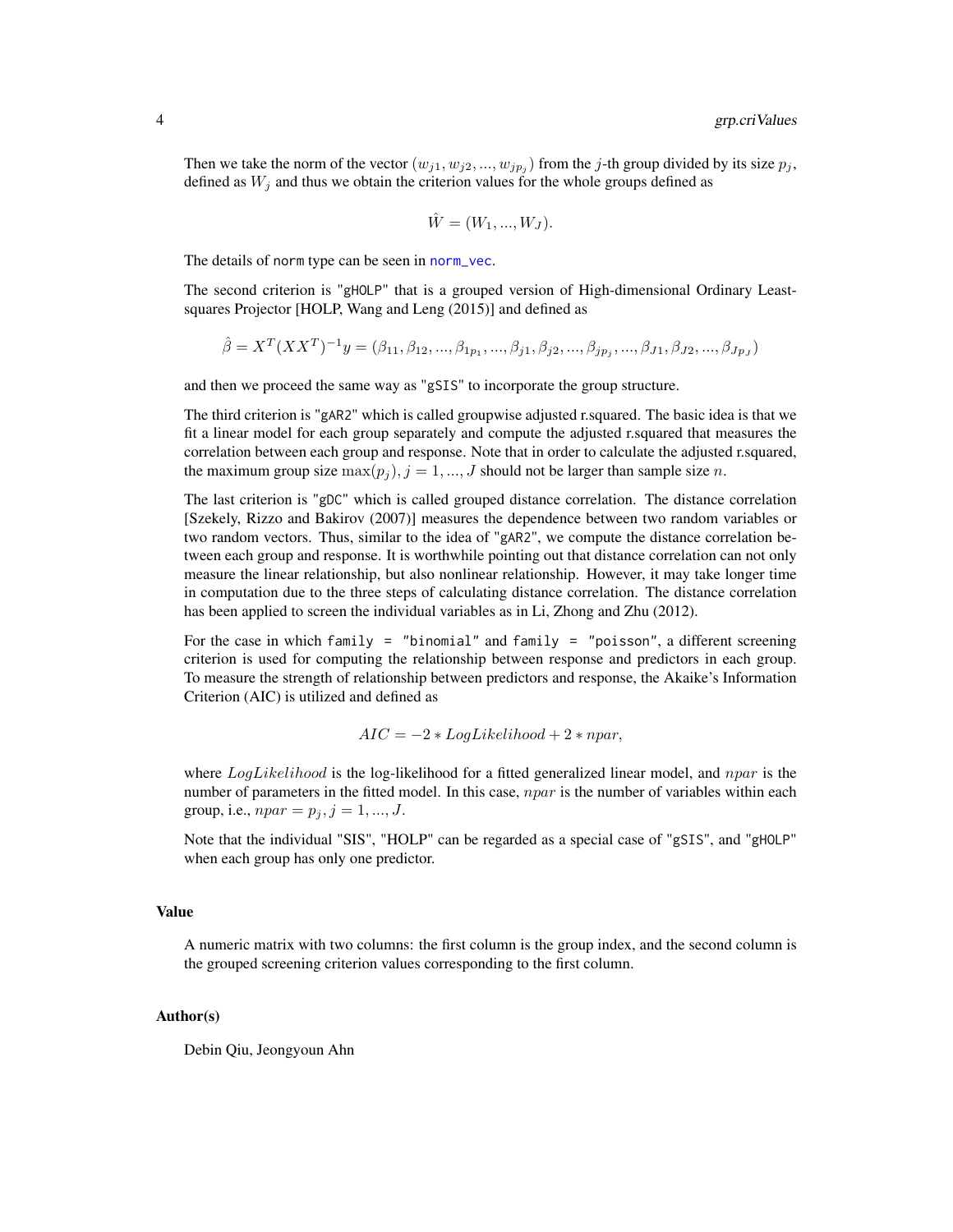Then we take the norm of the vector $(w_{j1}, w_{j2}, ..., w_{jp_j})$ from the $j$-th group divided by its size $p_j$, defined as $W_j$ and thus we obtain the criterion values for the whole groups defined as

$$\hat{W} = (W_1, ..., W_J).$$

The details of `norm` type can be seen in `norm_vec`.

The second criterion is "`gHOLP`" that is a grouped version of High-dimensional Ordinary Least-squares Projector [HOLP, Wang and Leng (2015)] and defined as

$$\hat{\beta} = X^T(XX^T)^{-1}y = (\beta_{11}, \beta_{12}, ..., \beta_{1p_1}, ..., \beta_{j1}, \beta_{j2}, ..., \beta_{jp_j}, ..., \beta_{J1}, \beta_{J2}, ..., \beta_{Jp_J})$$

and then we proceed the same way as "`gSIS`" to incorporate the group structure.

The third criterion is "`gAR2`" which is called groupwise adjusted r.squared. The basic idea is that we fit a linear model for each group separately and compute the adjusted r.squared that measures the correlation between each group and response. Note that in order to calculate the adjusted r.squared, the maximum group size $\max(p_j), j = 1, ..., J$ should not be larger than sample size $n$.

The last criterion is "`gDC`" which is called grouped distance correlation. The distance correlation [Szekely, Rizzo and Bakirov (2007)] measures the dependence between two random variables or two random vectors. Thus, similar to the idea of "`gAR2`", we compute the distance correlation between each group and response. It is worthwhile pointing out that distance correlation can not only measure the linear relationship, but also nonlinear relationship. However, it may take longer time in computation due to the three steps of calculating distance correlation. The distance correlation has been applied to screen the individual variables as in Li, Zhong and Zhu (2012).

For the case in which `family = "binomial"` and `family = "poisson"`, a different screening criterion is used for computing the relationship between response and predictors in each group. To measure the strength of relationship between predictors and response, the Akaike's Information Criterion (AIC) is utilized and defined as

$$AIC = -2 * LogLikelihood + 2 * npar,$$

where $LogLikelihood$ is the log-likelihood for a fitted generalized linear model, and $npar$ is the number of parameters in the fitted model. In this case, $npar$ is the number of variables within each group, i.e., $npar = p_j, j = 1, ..., J$.

Note that the individual "SIS", "HOLP" can be regarded as a special case of "`gSIS`", and "`gHOLP`" when each group has only one predictor.

## Value

A numeric matrix with two columns: the first column is the group index, and the second column is the grouped screening criterion values corresponding to the first column.

## Author(s)

Debin Qiu, Jeongyoun Ahn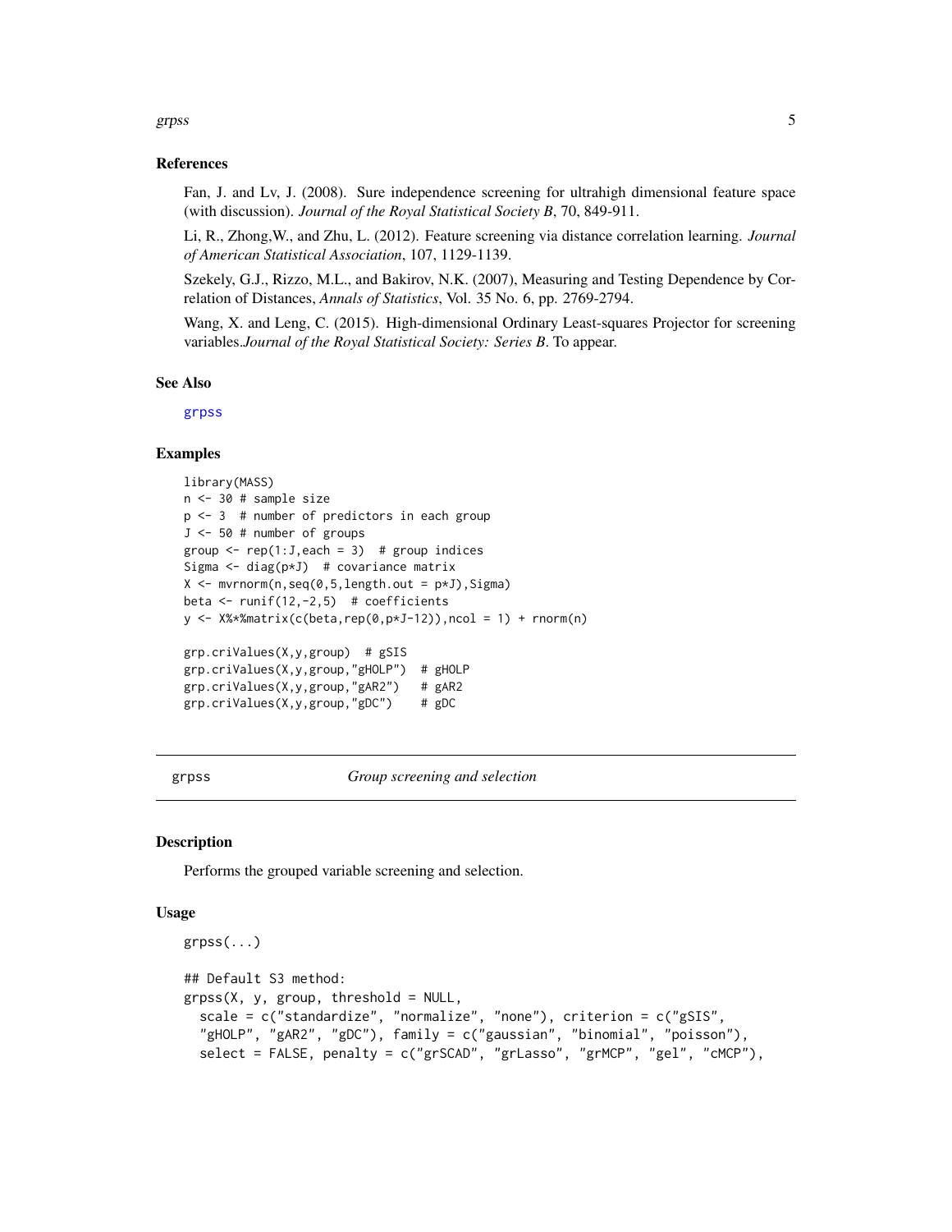### References

Fan, J. and Lv, J. (2008). Sure independence screening for ultrahigh dimensional feature space (with discussion). *Journal of the Royal Statistical Society B*, 70, 849-911.

Li, R., Zhong,W., and Zhu, L. (2012). Feature screening via distance correlation learning. *Journal of American Statistical Association*, 107, 1129-1139.

Szekely, G.J., Rizzo, M.L., and Bakirov, N.K. (2007), Measuring and Testing Dependence by Correlation of Distances, *Annals of Statistics*, Vol. 35 No. 6, pp. 2769-2794.

Wang, X. and Leng, C. (2015). High-dimensional Ordinary Least-squares Projector for screening variables.*Journal of the Royal Statistical Society: Series B*. To appear.

### See Also

grpss

### Examples

```
library(MASS)
n <- 30 # sample size
p <- 3  # number of predictors in each group
J <- 50 # number of groups
group <- rep(1:J,each = 3)  # group indices
Sigma <- diag(p*J)  # covariance matrix
X <- mvrnorm(n,seq(0,5,length.out = p*J),Sigma)
beta <- runif(12,-2,5)  # coefficients
y <- X%*%matrix(c(beta,rep(0,p*J-12)),ncol = 1) + rnorm(n)

grp.criValues(X,y,group)  # gSIS
grp.criValues(X,y,group,"gHOLP")  # gHOLP
grp.criValues(X,y,group,"gAR2")   # gAR2
grp.criValues(X,y,group,"gDC")    # gDC
```

---

## grpss &nbsp;&nbsp;&nbsp;&nbsp; *Group screening and selection*

### Description

Performs the grouped variable screening and selection.

### Usage

```
grpss(...)

## Default S3 method:
grpss(X, y, group, threshold = NULL,
  scale = c("standardize", "normalize", "none"), criterion = c("gSIS",
  "gHOLP", "gAR2", "gDC"), family = c("gaussian", "binomial", "poisson"),
  select = FALSE, penalty = c("grSCAD", "grLasso", "grMCP", "gel", "cMCP"),
```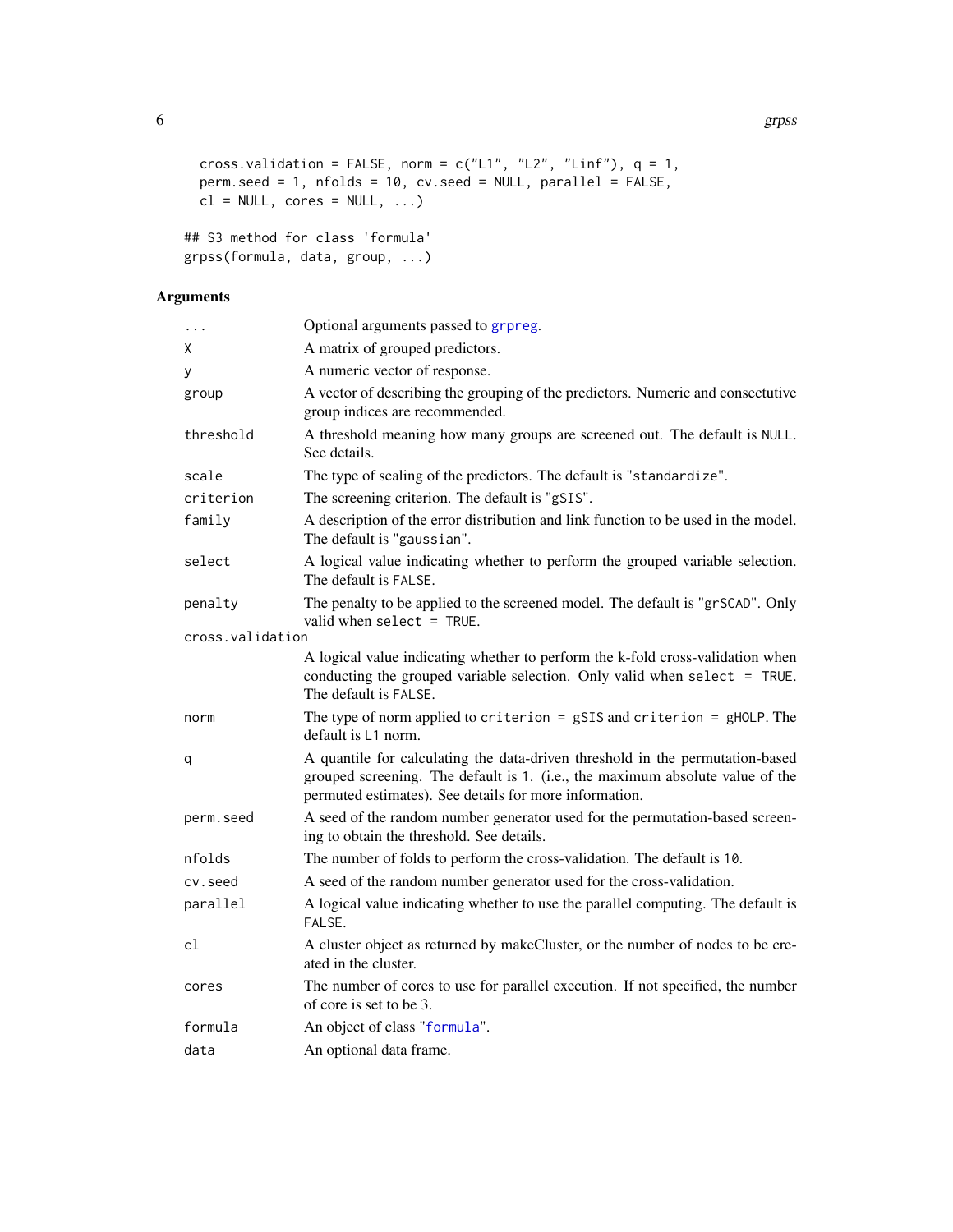```
  cross.validation = FALSE, norm = c("L1", "L2", "Linf"), q = 1,
  perm.seed = 1, nfolds = 10, cv.seed = NULL, parallel = FALSE,
  cl = NULL, cores = NULL, ...)

## S3 method for class 'formula'
grpss(formula, data, group, ...)
```

### Arguments

| | |
|---|---|
| `...` | Optional arguments passed to grpreg. |
| `X` | A matrix of grouped predictors. |
| `y` | A numeric vector of response. |
| `group` | A vector of describing the grouping of the predictors. Numeric and consectutive group indices are recommended. |
| `threshold` | A threshold meaning how many groups are screened out. The default is `NULL`. See details. |
| `scale` | The type of scaling of the predictors. The default is `"standardize"`. |
| `criterion` | The screening criterion. The default is `"gSIS"`. |
| `family` | A description of the error distribution and link function to be used in the model. The default is `"gaussian"`. |
| `select` | A logical value indicating whether to perform the grouped variable selection. The default is `FALSE`. |
| `penalty` | The penalty to be applied to the screened model. The default is `"grSCAD"`. Only valid when `select = TRUE`. |
| `cross.validation` | A logical value indicating whether to perform the k-fold cross-validation when conducting the grouped variable selection. Only valid when `select = TRUE`. The default is `FALSE`. |
| `norm` | The type of norm applied to `criterion = gSIS` and `criterion = gHOLP`. The default is `L1` norm. |
| `q` | A quantile for calculating the data-driven threshold in the permutation-based grouped screening. The default is `1`. (i.e., the maximum absolute value of the permuted estimates). See details for more information. |
| `perm.seed` | A seed of the random number generator used for the permutation-based screening to obtain the threshold. See details. |
| `nfolds` | The number of folds to perform the cross-validation. The default is `10`. |
| `cv.seed` | A seed of the random number generator used for the cross-validation. |
| `parallel` | A logical value indicating whether to use the parallel computing. The default is `FALSE`. |
| `cl` | A cluster object as returned by makeCluster, or the number of nodes to be created in the cluster. |
| `cores` | The number of cores to use for parallel execution. If not specified, the number of core is set to be 3. |
| `formula` | An object of class `"formula"`. |
| `data` | An optional data frame. |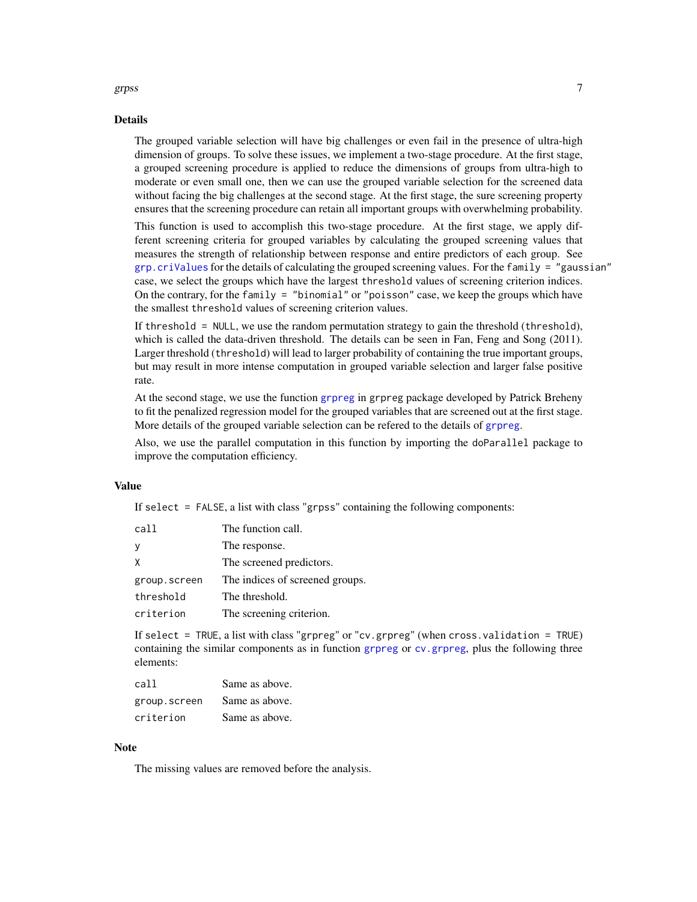## Details

The grouped variable selection will have big challenges or even fail in the presence of ultra-high dimension of groups. To solve these issues, we implement a two-stage procedure. At the first stage, a grouped screening procedure is applied to reduce the dimensions of groups from ultra-high to moderate or even small one, then we can use the grouped variable selection for the screened data without facing the big challenges at the second stage. At the first stage, the sure screening property ensures that the screening procedure can retain all important groups with overwhelming probability.

This function is used to accomplish this two-stage procedure. At the first stage, we apply different screening criteria for grouped variables by calculating the grouped screening values that measures the strength of relationship between response and entire predictors of each group. See `grp.criValues` for the details of calculating the grouped screening values. For the `family = "gaussian"` case, we select the groups which have the largest `threshold` values of screening criterion indices. On the contrary, for the `family = "binomial"` or `"poisson"` case, we keep the groups which have the smallest `threshold` values of screening criterion values.

If `threshold = NULL`, we use the random permutation strategy to gain the threshold (`threshold`), which is called the data-driven threshold. The details can be seen in Fan, Feng and Song (2011). Larger threshold (`threshold`) will lead to larger probability of containing the true important groups, but may result in more intense computation in grouped variable selection and larger false positive rate.

At the second stage, we use the function `grpreg` in grpreg package developed by Patrick Breheny to fit the penalized regression model for the grouped variables that are screened out at the first stage. More details of the grouped variable selection can be refered to the details of `grpreg`.

Also, we use the parallel computation in this function by importing the `doParallel` package to improve the computation efficiency.

## Value

If `select = FALSE`, a list with class "grpss" containing the following components:

| | |
|---|---|
| `call` | The function call. |
| `y` | The response. |
| `X` | The screened predictors. |
| `group.screen` | The indices of screened groups. |
| `threshold` | The threshold. |
| `criterion` | The screening criterion. |

If `select = TRUE`, a list with class "grpreg" or "cv.grpreg" (when `cross.validation = TRUE`) containing the similar components as in function `grpreg` or `cv.grpreg`, plus the following three elements:

| | |
|---|---|
| `call` | Same as above. |
| `group.screen` | Same as above. |
| `criterion` | Same as above. |

## Note

The missing values are removed before the analysis.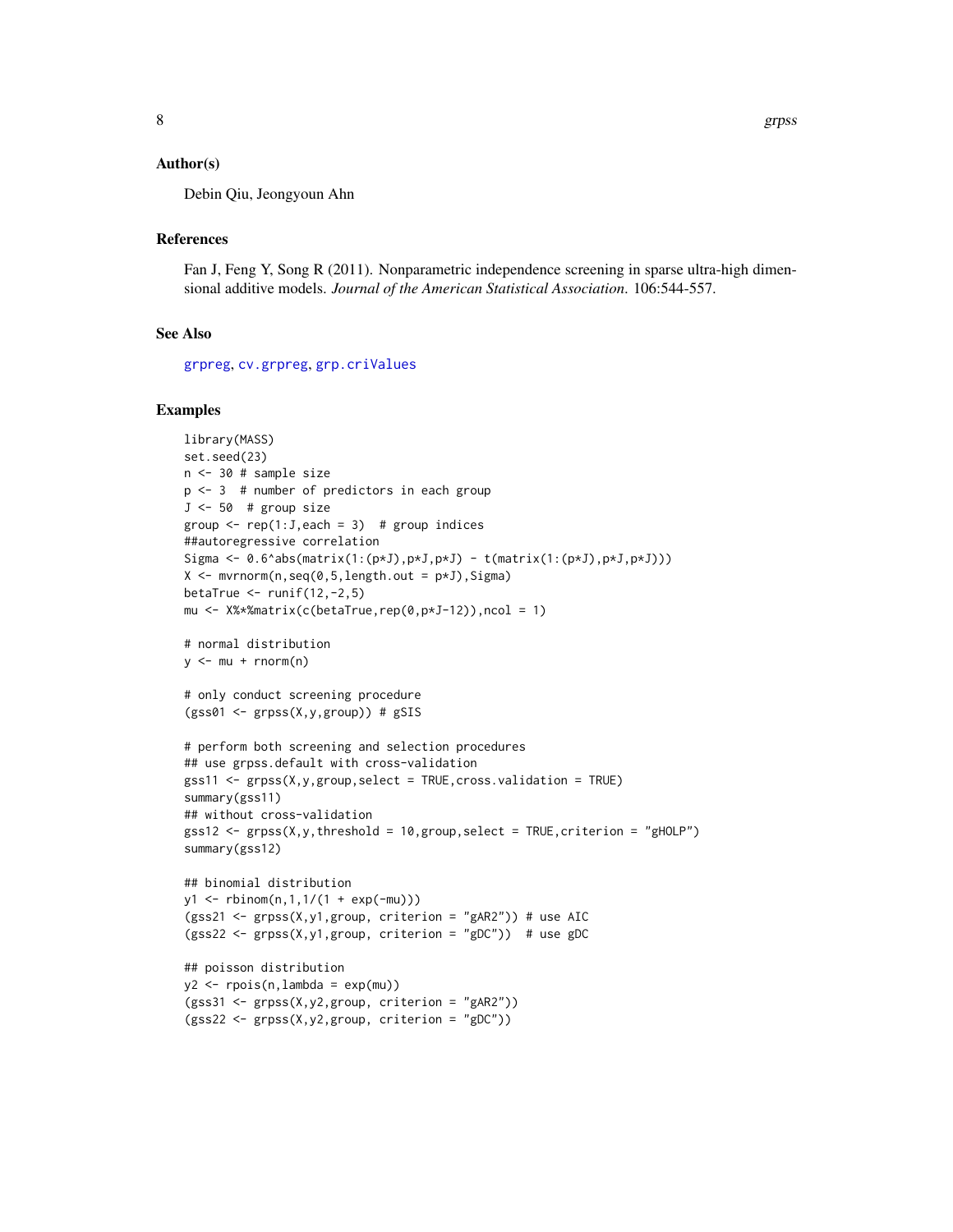## Author(s)

Debin Qiu, Jeongyoun Ahn

## References

Fan J, Feng Y, Song R (2011). Nonparametric independence screening in sparse ultra-high dimensional additive models. *Journal of the American Statistical Association*. 106:544-557.

## See Also

grpreg, cv.grpreg, grp.criValues

## Examples

```
library(MASS)
set.seed(23)
n <- 30 # sample size
p <- 3  # number of predictors in each group
J <- 50  # group size
group <- rep(1:J,each = 3)  # group indices
##autoregressive correlation
Sigma <- 0.6^abs(matrix(1:(p*J),p*J,p*J) - t(matrix(1:(p*J),p*J,p*J)))
X <- mvrnorm(n,seq(0,5,length.out = p*J),Sigma)
betaTrue <- runif(12,-2,5)
mu <- X%*%matrix(c(betaTrue,rep(0,p*J-12)),ncol = 1)

# normal distribution
y <- mu + rnorm(n)

# only conduct screening procedure
(gss01 <- grpss(X,y,group)) # gSIS

# perform both screening and selection procedures
## use grpss.default with cross-validation
gss11 <- grpss(X,y,group,select = TRUE,cross.validation = TRUE)
summary(gss11)
## without cross-validation
gss12 <- grpss(X,y,threshold = 10,group,select = TRUE,criterion = "gHOLP")
summary(gss12)

## binomial distribution
y1 <- rbinom(n,1,1/(1 + exp(-mu)))
(gss21 <- grpss(X,y1,group, criterion = "gAR2")) # use AIC
(gss22 <- grpss(X,y1,group, criterion = "gDC"))  # use gDC

## poisson distribution
y2 <- rpois(n,lambda = exp(mu))
(gss31 <- grpss(X,y2,group, criterion = "gAR2"))
(gss22 <- grpss(X,y2,group, criterion = "gDC"))
```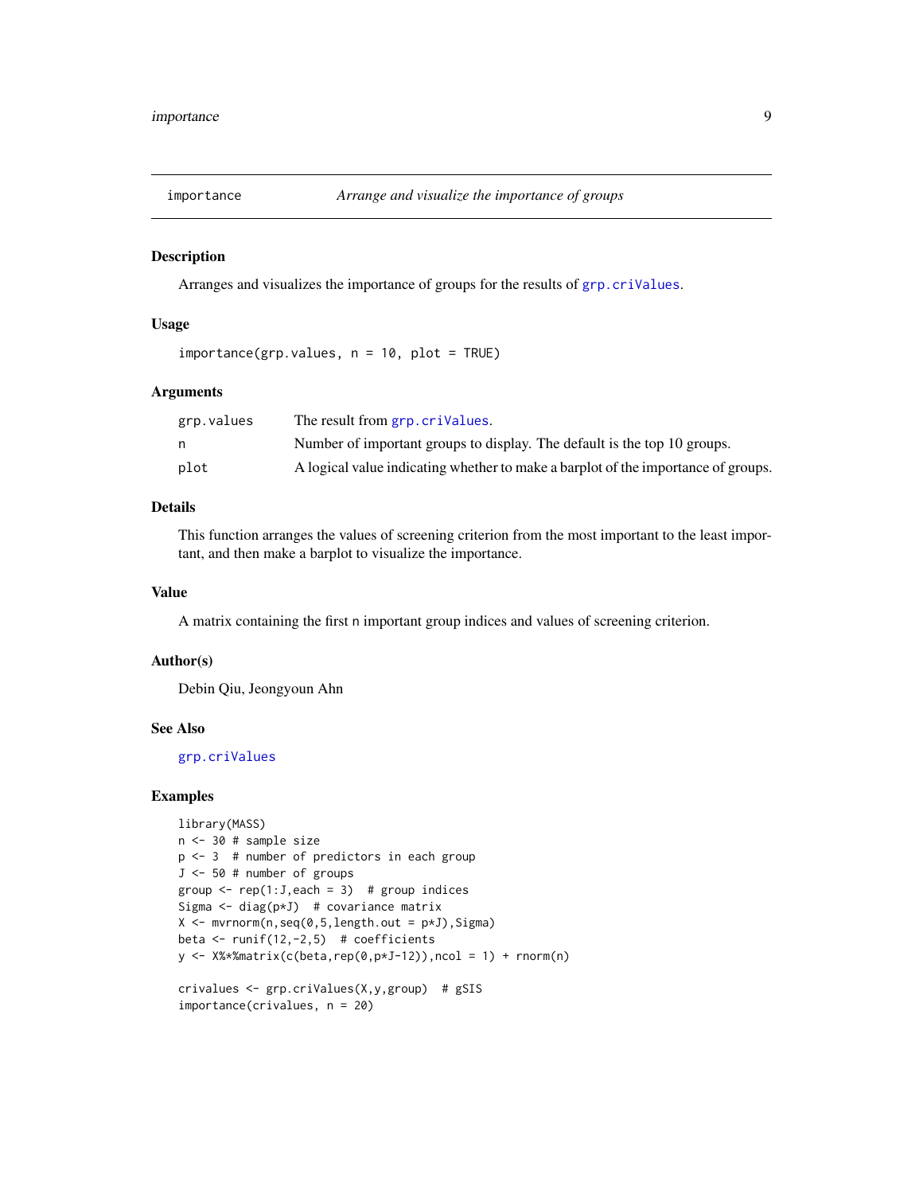# importance — *Arrange and visualize the importance of groups*

## Description

Arranges and visualizes the importance of groups for the results of `grp.criValues`.

## Usage

```
importance(grp.values, n = 10, plot = TRUE)
```

## Arguments

| | |
|---|---|
| `grp.values` | The result from `grp.criValues`. |
| `n` | Number of important groups to display. The default is the top 10 groups. |
| `plot` | A logical value indicating whether to make a barplot of the importance of groups. |

## Details

This function arranges the values of screening criterion from the most important to the least important, and then make a barplot to visualize the importance.

## Value

A matrix containing the first `n` important group indices and values of screening criterion.

## Author(s)

Debin Qiu, Jeongyoun Ahn

## See Also

`grp.criValues`

## Examples

```
library(MASS)
n <- 30 # sample size
p <- 3  # number of predictors in each group
J <- 50 # number of groups
group <- rep(1:J,each = 3)  # group indices
Sigma <- diag(p*J)  # covariance matrix
X <- mvrnorm(n,seq(0,5,length.out = p*J),Sigma)
beta <- runif(12,-2,5)  # coefficients
y <- X%*%matrix(c(beta,rep(0,p*J-12)),ncol = 1) + rnorm(n)

crivalues <- grp.criValues(X,y,group)  # gSIS
importance(crivalues, n = 20)
```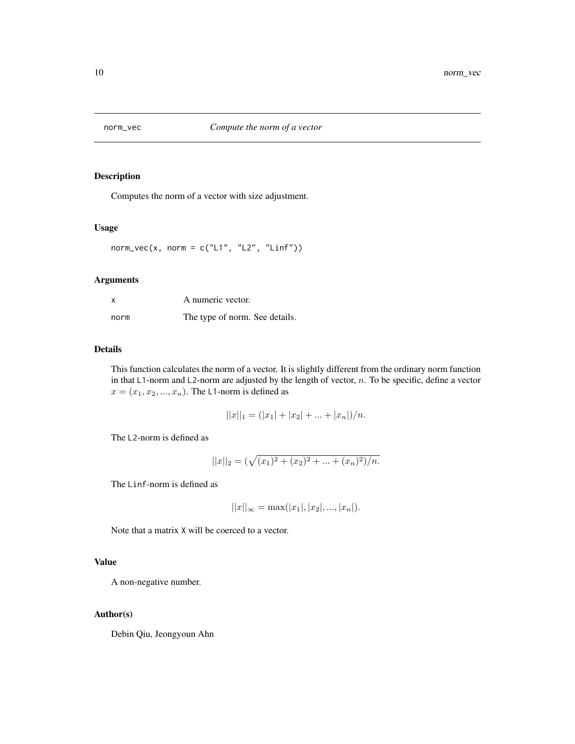## norm_vec *Compute the norm of a vector*

### Description

Computes the norm of a vector with size adjustment.

### Usage

```
norm_vec(x, norm = c("L1", "L2", "Linf"))
```

### Arguments

| | |
|---|---|
| x | A numeric vector. |
| norm | The type of norm. See details. |

### Details

This function calculates the norm of a vector. It is slightly different from the ordinary norm function in that L1-norm and L2-norm are adjusted by the length of vector, $n$. To be specific, define a vector $x = (x_1, x_2, ..., x_n)$. The L1-norm is defined as

$$||x||_1 = (|x_1| + |x_2| + ... + |x_n|)/n.$$

The L2-norm is defined as

$$||x||_2 = (\sqrt{(x_1)^2 + (x_2)^2 + ... + (x_n)^2)/n}.$$

The Linf-norm is defined as

$$||x||_\infty = \max(|x_1|, |x_2|, ..., |x_n|).$$

Note that a matrix X will be coerced to a vector.

### Value

A non-negative number.

### Author(s)

Debin Qiu, Jeongyoun Ahn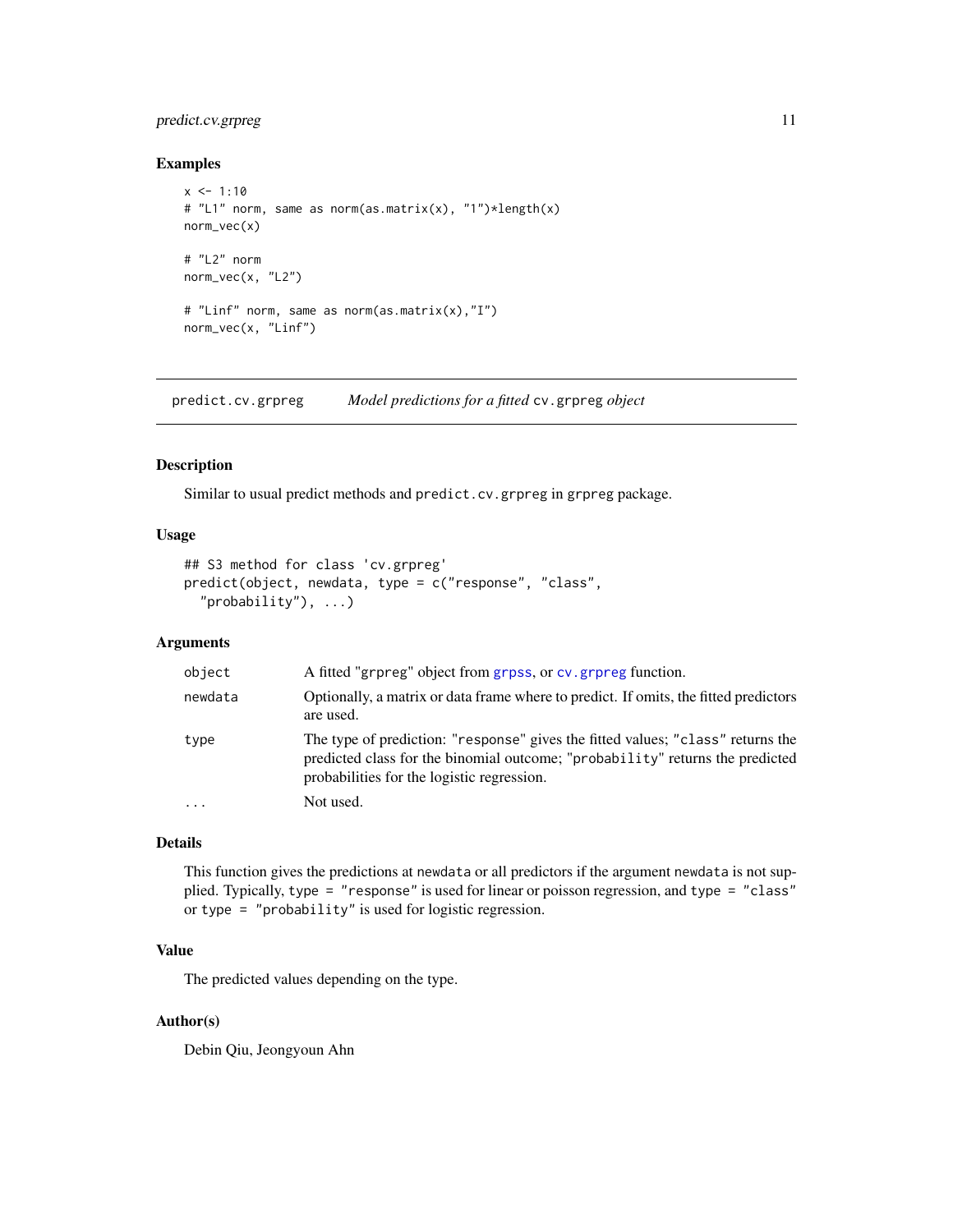## Examples

```
x <- 1:10
# "L1" norm, same as norm(as.matrix(x), "1")*length(x)
norm_vec(x)

# "L2" norm
norm_vec(x, "L2")

# "Linf" norm, same as norm(as.matrix(x),"I")
norm_vec(x, "Linf")
```

---

# predict.cv.grpreg — *Model predictions for a fitted* `cv.grpreg` *object*

---

### Description

Similar to usual predict methods and `predict.cv.grpreg` in `grpreg` package.

### Usage

```
## S3 method for class 'cv.grpreg'
predict(object, newdata, type = c("response", "class",
  "probability"), ...)
```

### Arguments

| | |
|---|---|
| `object` | A fitted "`grpreg`" object from `grpss`, or `cv.grpreg` function. |
| `newdata` | Optionally, a matrix or data frame where to predict. If omits, the fitted predictors are used. |
| `type` | The type of prediction: "`response`" gives the fitted values; "`class`" returns the predicted class for the binomial outcome; "`probability`" returns the predicted probabilities for the logistic regression. |
| `...` | Not used. |

### Details

This function gives the predictions at `newdata` or all predictors if the argument `newdata` is not supplied. Typically, `type = "response"` is used for linear or poisson regression, and `type = "class"` or `type = "probability"` is used for logistic regression.

### Value

The predicted values depending on the type.

### Author(s)

Debin Qiu, Jeongyoun Ahn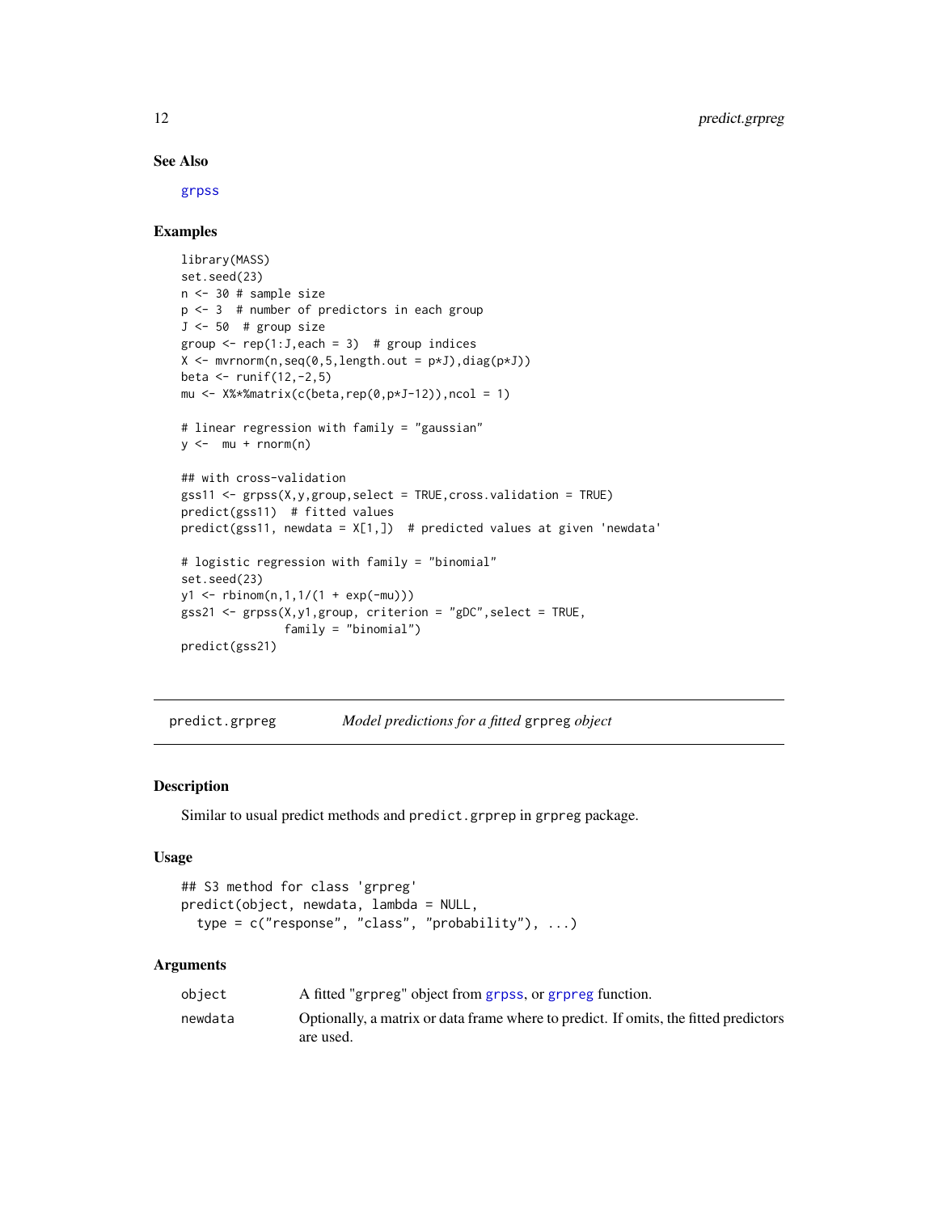## See Also

grpss

## Examples

```
library(MASS)
set.seed(23)
n <- 30 # sample size
p <- 3  # number of predictors in each group
J <- 50  # group size
group <- rep(1:J,each = 3)  # group indices
X <- mvrnorm(n,seq(0,5,length.out = p*J),diag(p*J))
beta <- runif(12,-2,5)
mu <- X%*%matrix(c(beta,rep(0,p*J-12)),ncol = 1)

# linear regression with family = "gaussian"
y <-  mu + rnorm(n)

## with cross-validation
gss11 <- grpss(X,y,group,select = TRUE,cross.validation = TRUE)
predict(gss11)  # fitted values
predict(gss11, newdata = X[1,])  # predicted values at given 'newdata'

# logistic regression with family = "binomial"
set.seed(23)
y1 <- rbinom(n,1,1/(1 + exp(-mu)))
gss21 <- grpss(X,y1,group, criterion = "gDC",select = TRUE,
               family = "binomial")
predict(gss21)
```

---

# predict.grpreg — *Model predictions for a fitted* grpreg *object*

## Description

Similar to usual predict methods and `predict.grprep` in `grpreg` package.

## Usage

```
## S3 method for class 'grpreg'
predict(object, newdata, lambda = NULL,
  type = c("response", "class", "probability"), ...)
```

## Arguments

| | |
|---|---|
| object | A fitted "grpreg" object from grpss, or grpreg function. |
| newdata | Optionally, a matrix or data frame where to predict. If omits, the fitted predictors are used. |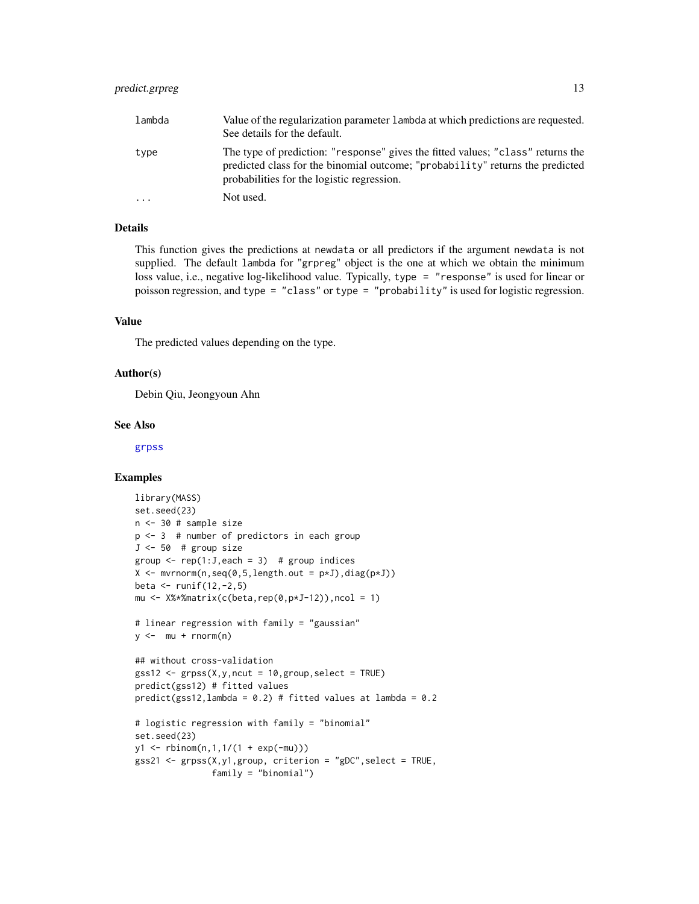| | |
|---|---|
| lambda | Value of the regularization parameter lambda at which predictions are requested. See details for the default. |
| type | The type of prediction: "response" gives the fitted values; "class" returns the predicted class for the binomial outcome; "probability" returns the predicted probabilities for the logistic regression. |
| ... | Not used. |

## Details

This function gives the predictions at newdata or all predictors if the argument newdata is not supplied. The default lambda for "grpreg" object is the one at which we obtain the minimum loss value, i.e., negative log-likelihood value. Typically, type = "response" is used for linear or poisson regression, and type = "class" or type = "probability" is used for logistic regression.

## Value

The predicted values depending on the type.

## Author(s)

Debin Qiu, Jeongyoun Ahn

## See Also

grpss

## Examples

```
library(MASS)
set.seed(23)
n <- 30 # sample size
p <- 3  # number of predictors in each group
J <- 50  # group size
group <- rep(1:J,each = 3)  # group indices
X <- mvrnorm(n,seq(0,5,length.out = p*J),diag(p*J))
beta <- runif(12,-2,5)
mu <- X%*%matrix(c(beta,rep(0,p*J-12)),ncol = 1)

# linear regression with family = "gaussian"
y <-  mu + rnorm(n)

## without cross-validation
gss12 <- grpss(X,y,ncut = 10,group,select = TRUE)
predict(gss12) # fitted values
predict(gss12,lambda = 0.2) # fitted values at lambda = 0.2

# logistic regression with family = "binomial"
set.seed(23)
y1 <- rbinom(n,1,1/(1 + exp(-mu)))
gss21 <- grpss(X,y1,group, criterion = "gDC",select = TRUE,
               family = "binomial")
```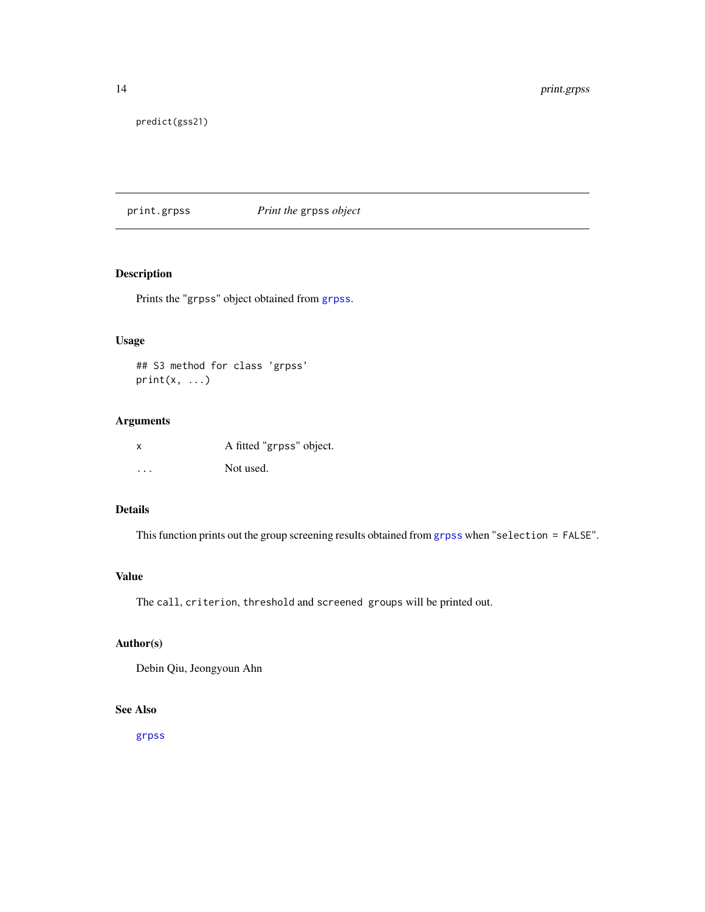```
predict(gss21)
```

---

print.grpss — *Print the grpss object*

---

## Description

Prints the "grpss" object obtained from grpss.

## Usage

```
## S3 method for class 'grpss'
print(x, ...)
```

## Arguments

| | |
|---|---|
| x | A fitted "grpss" object. |
| ... | Not used. |

## Details

This function prints out the group screening results obtained from grpss when "selection = FALSE".

## Value

The call, criterion, threshold and screened groups will be printed out.

## Author(s)

Debin Qiu, Jeongyoun Ahn

## See Also

grpss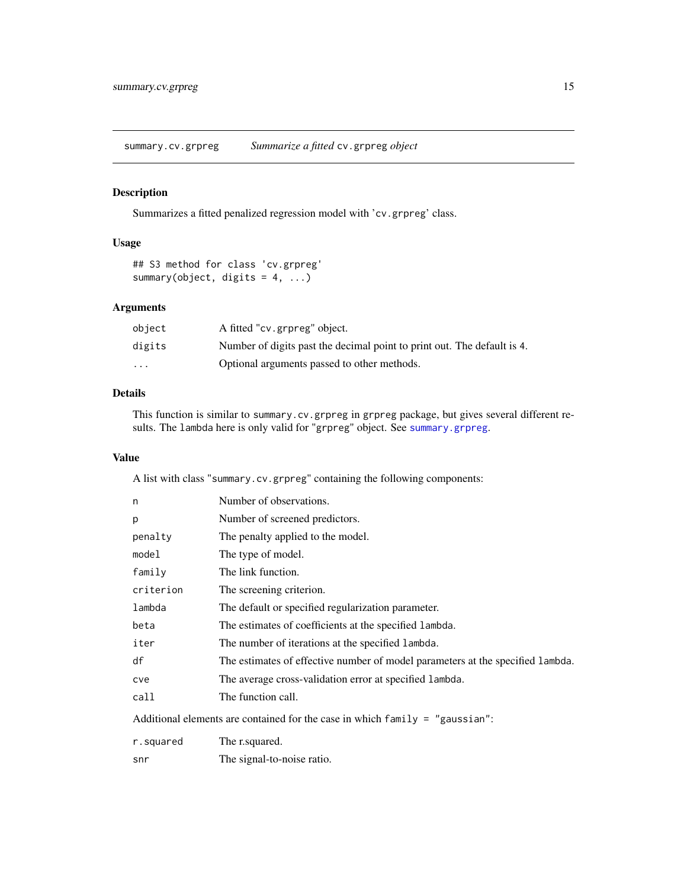## summary.cv.grpreg — *Summarize a fitted* `cv.grpreg` *object*

### Description

Summarizes a fitted penalized regression model with 'cv.grpreg' class.

### Usage

```
## S3 method for class 'cv.grpreg'
summary(object, digits = 4, ...)
```

### Arguments

| | |
|---|---|
| `object` | A fitted "cv.grpreg" object. |
| `digits` | Number of digits past the decimal point to print out. The default is 4. |
| `...` | Optional arguments passed to other methods. |

### Details

This function is similar to `summary.cv.grpreg` in `grpreg` package, but gives several different results. The `lambda` here is only valid for "grpreg" object. See `summary.grpreg`.

### Value

A list with class "summary.cv.grpreg" containing the following components:

| | |
|---|---|
| `n` | Number of observations. |
| `p` | Number of screened predictors. |
| `penalty` | The penalty applied to the model. |
| `model` | The type of model. |
| `family` | The link function. |
| `criterion` | The screening criterion. |
| `lambda` | The default or specified regularization parameter. |
| `beta` | The estimates of coefficients at the specified `lambda`. |
| `iter` | The number of iterations at the specified `lambda`. |
| `df` | The estimates of effective number of model parameters at the specified `lambda`. |
| `cve` | The average cross-validation error at specified `lambda`. |
| `call` | The function call. |

Additional elements are contained for the case in which `family = "gaussian"`:

| | |
|---|---|
| `r.squared` | The r.squared. |
| `snr` | The signal-to-noise ratio. |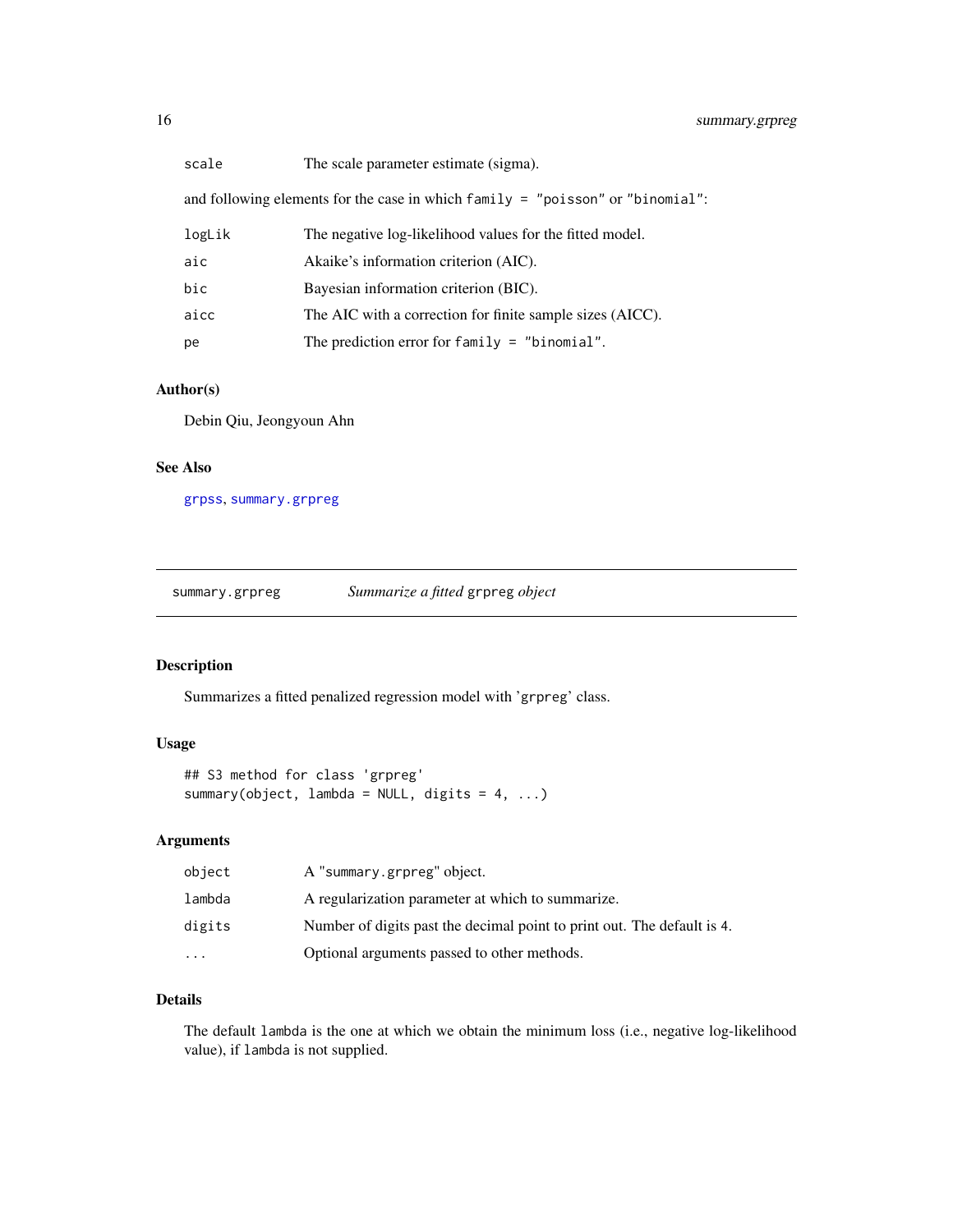| | |
|---|---|
| `scale` | The scale parameter estimate (sigma). |

and following elements for the case in which `family = "poisson"` or `"binomial"`:

| | |
|---|---|
| `logLik` | The negative log-likelihood values for the fitted model. |
| `aic` | Akaike's information criterion (AIC). |
| `bic` | Bayesian information criterion (BIC). |
| `aicc` | The AIC with a correction for finite sample sizes (AICC). |
| `pe` | The prediction error for `family = "binomial"`. |

### Author(s)

Debin Qiu, Jeongyoun Ahn

### See Also

grpss, summary.grpreg

---

## summary.grpreg — *Summarize a fitted* `grpreg` *object*

---

### Description

Summarizes a fitted penalized regression model with '`grpreg`' class.

### Usage

```
## S3 method for class 'grpreg'
summary(object, lambda = NULL, digits = 4, ...)
```

### Arguments

| | |
|---|---|
| `object` | A `"summary.grpreg"` object. |
| `lambda` | A regularization parameter at which to summarize. |
| `digits` | Number of digits past the decimal point to print out. The default is 4. |
| `...` | Optional arguments passed to other methods. |

### Details

The default `lambda` is the one at which we obtain the minimum loss (i.e., negative log-likelihood value), if `lambda` is not supplied.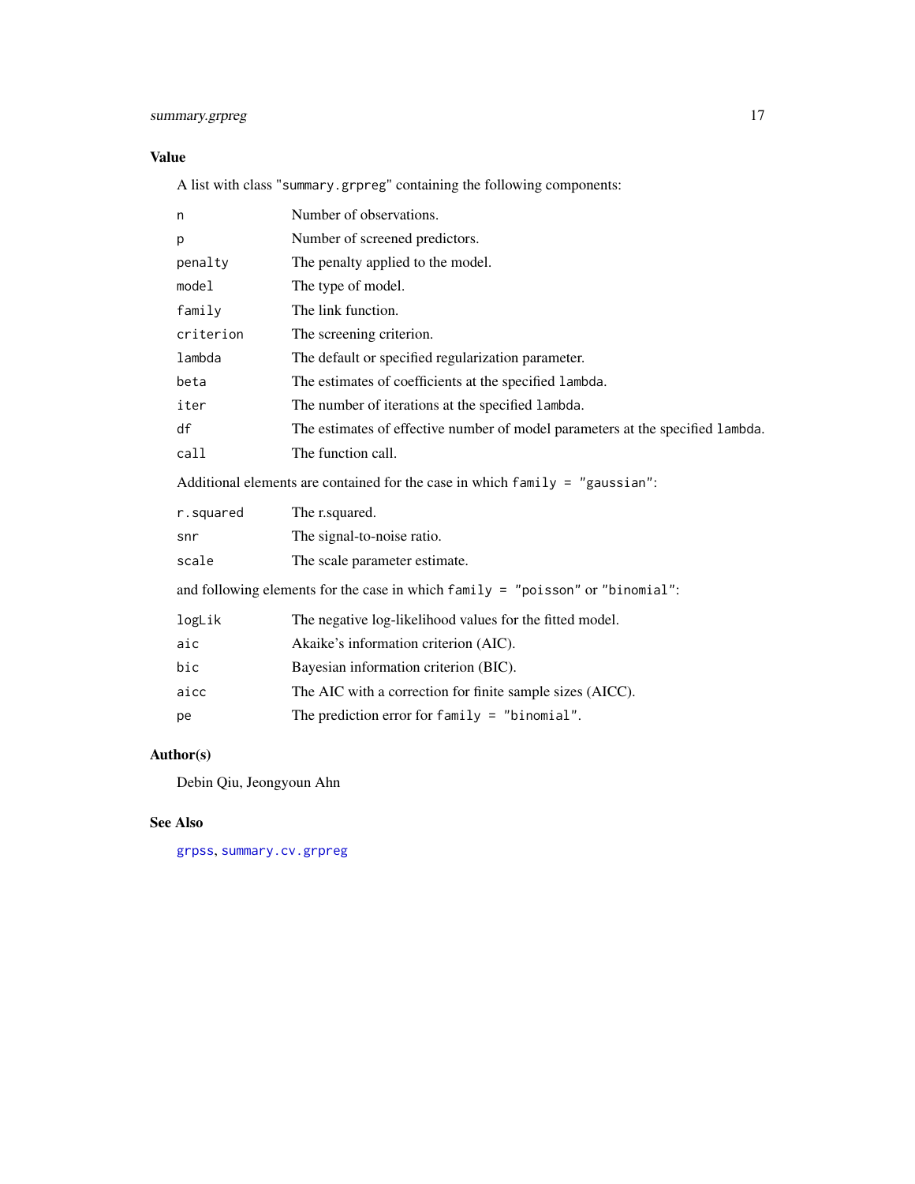## Value

A list with class "`summary.grpreg`" containing the following components:

| | |
|---|---|
| `n` | Number of observations. |
| `p` | Number of screened predictors. |
| `penalty` | The penalty applied to the model. |
| `model` | The type of model. |
| `family` | The link function. |
| `criterion` | The screening criterion. |
| `lambda` | The default or specified regularization parameter. |
| `beta` | The estimates of coefficients at the specified `lambda`. |
| `iter` | The number of iterations at the specified `lambda`. |
| `df` | The estimates of effective number of model parameters at the specified `lambda`. |
| `call` | The function call. |

Additional elements are contained for the case in which `family = "gaussian"`:

| | |
|---|---|
| `r.squared` | The r.squared. |
| `snr` | The signal-to-noise ratio. |
| `scale` | The scale parameter estimate. |

and following elements for the case in which `family = "poisson"` or `"binomial"`:

| | |
|---|---|
| `logLik` | The negative log-likelihood values for the fitted model. |
| `aic` | Akaike's information criterion (AIC). |
| `bic` | Bayesian information criterion (BIC). |
| `aicc` | The AIC with a correction for finite sample sizes (AICC). |
| `pe` | The prediction error for `family = "binomial"`. |

## Author(s)

Debin Qiu, Jeongyoun Ahn

## See Also

`grpss`, `summary.cv.grpreg`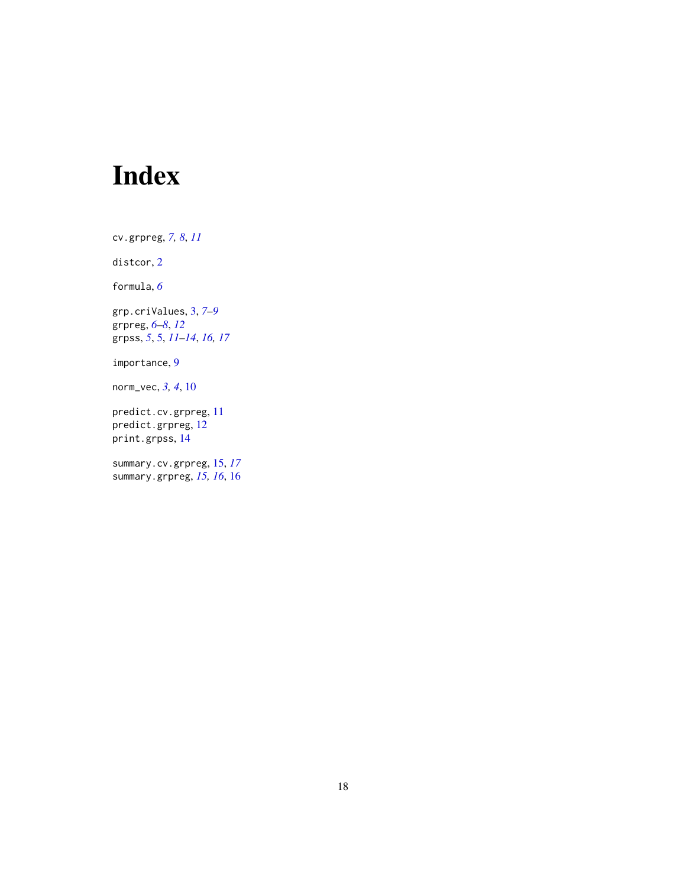# Index

cv.grpreg, *7, 8*, *11*

distcor, 2

formula, *6*

grp.criValues, 3, *7–9*
grpreg, *6–8*, *12*
grpss, *5*, 5, *11–14*, *16, 17*

importance, 9

norm_vec, *3, 4*, 10

predict.cv.grpreg, 11
predict.grpreg, 12
print.grpss, 14

summary.cv.grpreg, 15, *17*
summary.grpreg, *15, 16*, 16